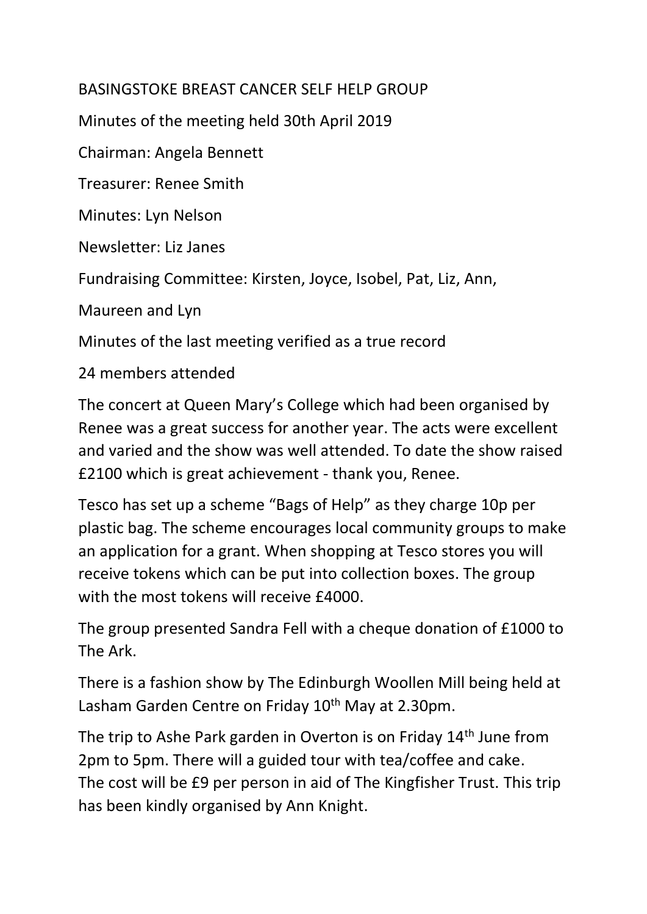# BASINGSTOKE BREAST CANCER SELF HELP GROUP

Minutes of the meeting held 30th April 2019

Chairman: Angela Bennett

Treasurer: Renee Smith

Minutes: Lyn Nelson

Newsletter: Liz Janes

Fundraising Committee: Kirsten, Joyce, Isobel, Pat, Liz, Ann,

Maureen and Lyn

Minutes of the last meeting verified as a true record

24 members attended

The concert at Queen Mary's College which had been organised by Renee was a great success for another year. The acts were excellent and varied and the show was well attended. To date the show raised £2100 which is great achievement - thank you, Renee.

Tesco has set up a scheme "Bags of Help" as they charge 10p per plastic bag. The scheme encourages local community groups to make an application for a grant. When shopping at Tesco stores you will receive tokens which can be put into collection boxes. The group with the most tokens will receive £4000.

The group presented Sandra Fell with a cheque donation of £1000 to The Ark.

There is a fashion show by The Edinburgh Woollen Mill being held at Lasham Garden Centre on Friday 10th May at 2.30pm.

The trip to Ashe Park garden in Overton is on Friday 14th June from 2pm to 5pm. There will a guided tour with tea/coffee and cake. The cost will be £9 per person in aid of The Kingfisher Trust. This trip has been kindly organised by Ann Knight.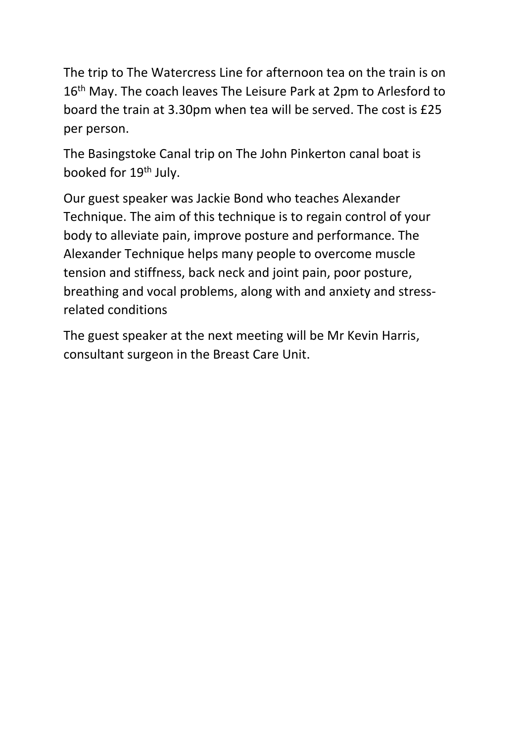The trip to The Watercress Line for afternoon tea on the train is on 16th May. The coach leaves The Leisure Park at 2pm to Arlesford to board the train at 3.30pm when tea will be served. The cost is £25 per person.

The Basingstoke Canal trip on The John Pinkerton canal boat is booked for 19th July.

Our guest speaker was Jackie Bond who teaches Alexander Technique. The aim of this technique is to regain control of your body to alleviate pain, improve posture and performance. The Alexander Technique helps many people to overcome muscle tension and stiffness, back neck and joint pain, poor posture, breathing and vocal problems, along with and anxiety and stress-related conditions

The guest speaker at the next meeting will be Mr Kevin Harris, consultant surgeon in the Breast Care Unit.